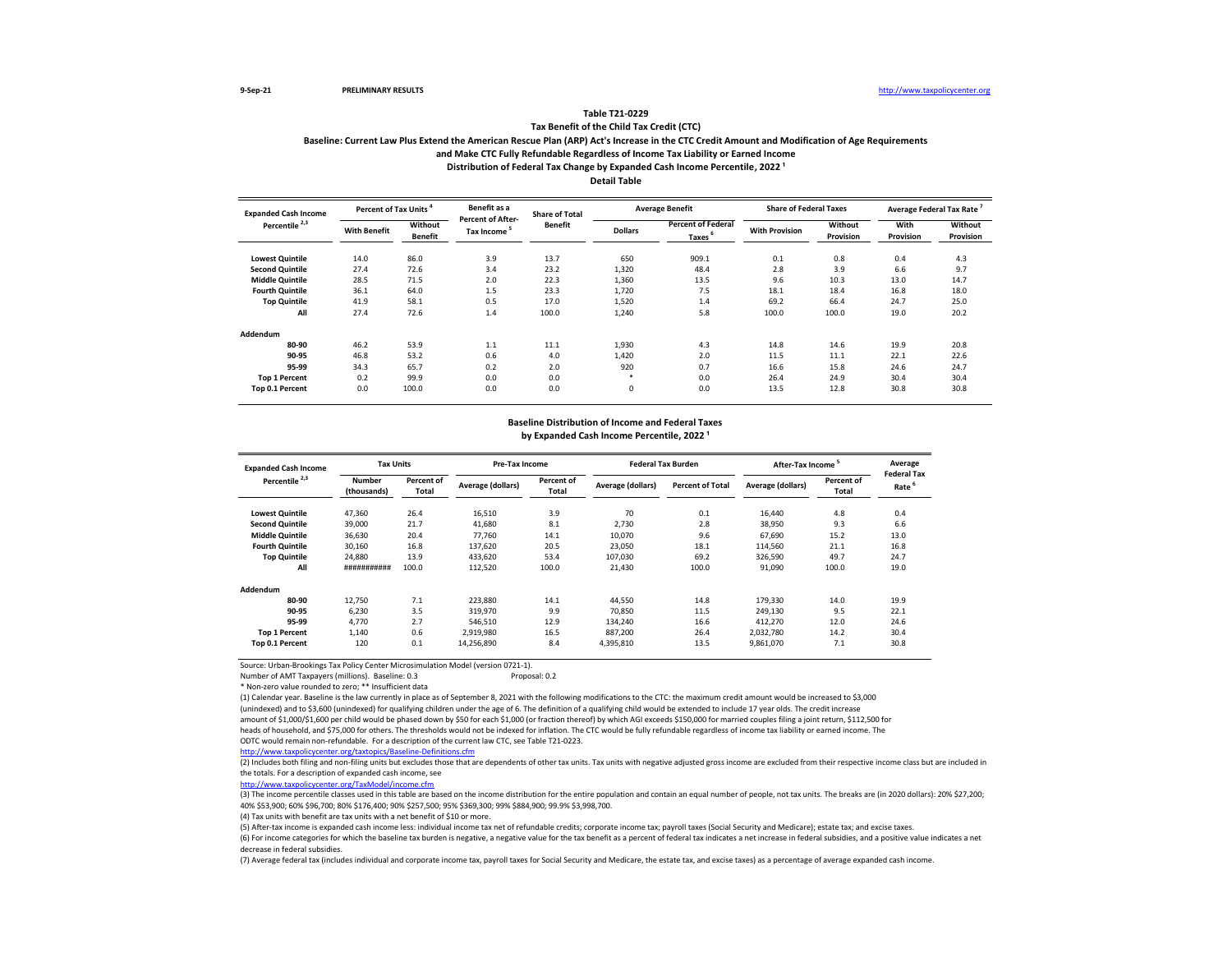9-Sep-21 **PRELIMINARY RESULTS** http://www.taxpolicycenter.org

**Table T21-0229**

**Tax Benefit of the Child Tax Credit (CTC)**

**Baseline: Current Law Plus Extend the American Rescue Plan (ARP) Act's Increase in the CTC Credit Amount and Modification of Age Requirements and Make CTC Fully Refundable Regardless of Income Tax Liability or Earned Income**

**Distribution of Federal Tax Change by Expanded Cash Income Percentile, 2022 [1]**

**Detail Table**

| Expanded Cash Income Percentile [2,3] | Percent of Tax Units [4] | | Benefit as a Percent of After-Tax Income [5] | Share of Total Benefit | Average Benefit | | Share of Federal Taxes | | Average Federal Tax Rate [7] | |
|---|---|---|---|---|---|---|---|---|---|---|
| | With Benefit | Without Benefit | | | Dollars | Percent of Federal Taxes [6] | With Provision | Without Provision | With Provision | Without Provision |
| Lowest Quintile | 14.0 | 86.0 | 3.9 | 13.7 | 650 | 909.1 | 0.1 | 0.8 | 0.4 | 4.3 |
| Second Quintile | 27.4 | 72.6 | 3.4 | 23.2 | 1,320 | 48.4 | 2.8 | 3.9 | 6.6 | 9.7 |
| Middle Quintile | 28.5 | 71.5 | 2.0 | 22.3 | 1,360 | 13.5 | 9.6 | 10.3 | 13.0 | 14.7 |
| Fourth Quintile | 36.1 | 64.0 | 1.5 | 23.3 | 1,720 | 7.5 | 18.1 | 18.4 | 16.8 | 18.0 |
| Top Quintile | 41.9 | 58.1 | 0.5 | 17.0 | 1,520 | 1.4 | 69.2 | 66.4 | 24.7 | 25.0 |
| All | 27.4 | 72.6 | 1.4 | 100.0 | 1,240 | 5.8 | 100.0 | 100.0 | 19.0 | 20.2 |
| **Addendum** | | | | | | | | | | |
| 80-90 | 46.2 | 53.9 | 1.1 | 11.1 | 1,930 | 4.3 | 14.8 | 14.6 | 19.9 | 20.8 |
| 90-95 | 46.8 | 53.2 | 0.6 | 4.0 | 1,420 | 2.0 | 11.5 | 11.1 | 22.1 | 22.6 |
| 95-99 | 34.3 | 65.7 | 0.2 | 2.0 | 920 | 0.7 | 16.6 | 15.8 | 24.6 | 24.7 |
| Top 1 Percent | 0.2 | 99.9 | 0.0 | 0.0 | * | 0.0 | 26.4 | 24.9 | 30.4 | 30.4 |
| Top 0.1 Percent | 0.0 | 100.0 | 0.0 | 0.0 | 0 | 0.0 | 13.5 | 12.8 | 30.8 | 30.8 |

**Baseline Distribution of Income and Federal Taxes by Expanded Cash Income Percentile, 2022 [1]**

| Expanded Cash Income Percentile [2,3] | Tax Units | | Pre-Tax Income | | Federal Tax Burden | | After-Tax Income [5] | | Average Federal Tax Rate [6] |
|---|---|---|---|---|---|---|---|---|---|
| | Number (thousands) | Percent of Total | Average (dollars) | Percent of Total | Average (dollars) | Percent of Total | Average (dollars) | Percent of Total | |
| Lowest Quintile | 47,360 | 26.4 | 16,510 | 3.9 | 70 | 0.1 | 16,440 | 4.8 | 0.4 |
| Second Quintile | 39,000 | 21.7 | 41,680 | 8.1 | 2,730 | 2.8 | 38,950 | 9.3 | 6.6 |
| Middle Quintile | 36,630 | 20.4 | 77,760 | 14.1 | 10,070 | 9.6 | 67,690 | 15.2 | 13.0 |
| Fourth Quintile | 30,160 | 16.8 | 137,620 | 20.5 | 23,050 | 18.1 | 114,560 | 21.1 | 16.8 |
| Top Quintile | 24,880 | 13.9 | 433,620 | 53.4 | 107,030 | 69.2 | 326,590 | 49.7 | 24.7 |
| All | ########### | 100.0 | 112,520 | 100.0 | 21,430 | 100.0 | 91,090 | 100.0 | 19.0 |
| **Addendum** | | | | | | | | | |
| 80-90 | 12,750 | 7.1 | 223,880 | 14.1 | 44,550 | 14.8 | 179,330 | 14.0 | 19.9 |
| 90-95 | 6,230 | 3.5 | 319,970 | 9.9 | 70,850 | 11.5 | 249,130 | 9.5 | 22.1 |
| 95-99 | 4,770 | 2.7 | 546,510 | 12.9 | 134,240 | 16.6 | 412,270 | 12.0 | 24.6 |
| Top 1 Percent | 1,140 | 0.6 | 2,919,980 | 16.5 | 887,200 | 26.4 | 2,032,780 | 14.2 | 30.4 |
| Top 0.1 Percent | 120 | 0.1 | 14,256,890 | 8.4 | 4,395,810 | 13.5 | 9,861,070 | 7.1 | 30.8 |

Source: Urban-Brookings Tax Policy Center Microsimulation Model (version 0721-1).

Number of AMT Taxpayers (millions). Baseline: 0.3 Proposal: 0.2

* Non-zero value rounded to zero; ** Insufficient data

(1) Calendar year. Baseline is the law currently in place as of September 8, 2021 with the following modifications to the CTC: the maximum credit amount would be increased to $3,000 (unindexed) and to $3,600 (unindexed) for qualifying children under the age of 6. The definition of a qualifying child would be extended to include 17 year olds. The credit increase amount of $1,000/$1,600 per child would be phased down by $50 for each $1,000 (or fraction thereof) by which AGI exceeds $150,000 for married couples filing a joint return, $112,500 for heads of household, and $75,000 for others. The thresholds would not be indexed for inflation. The CTC would be fully refundable regardless of income tax liability or earned income. The ODTC would remain non-refundable. For a description of the current law CTC, see Table T21-0223.

http://www.taxpolicycenter.org/taxtopics/Baseline-Definitions.cfm

(2) Includes both filing and non-filing units but excludes those that are dependents of other tax units. Tax units with negative adjusted gross income are excluded from their respective income class but are included in the totals. For a description of expanded cash income, see

http://www.taxpolicycenter.org/TaxModel/income.cfm

(3) The income percentile classes used in this table are based on the income distribution for the entire population and contain an equal number of people, not tax units. The breaks are (in 2020 dollars): 20% $27,200; 40% $53,900; 60% $96,700; 80% $176,400; 90% $257,500; 95% $369,300; 99% $884,900; 99.9% $3,998,700.

(4) Tax units with benefit are tax units with a net benefit of $10 or more.

(5) After-tax income is expanded cash income less: individual income tax net of refundable credits; corporate income tax; payroll taxes (Social Security and Medicare); estate tax; and excise taxes.

(6) For income categories for which the baseline tax burden is negative, a negative value for the tax benefit as a percent of federal tax indicates a net increase in federal subsidies, and a positive value indicates a net decrease in federal subsidies.

(7) Average federal tax (includes individual and corporate income tax, payroll taxes for Social Security and Medicare, the estate tax, and excise taxes) as a percentage of average expanded cash income.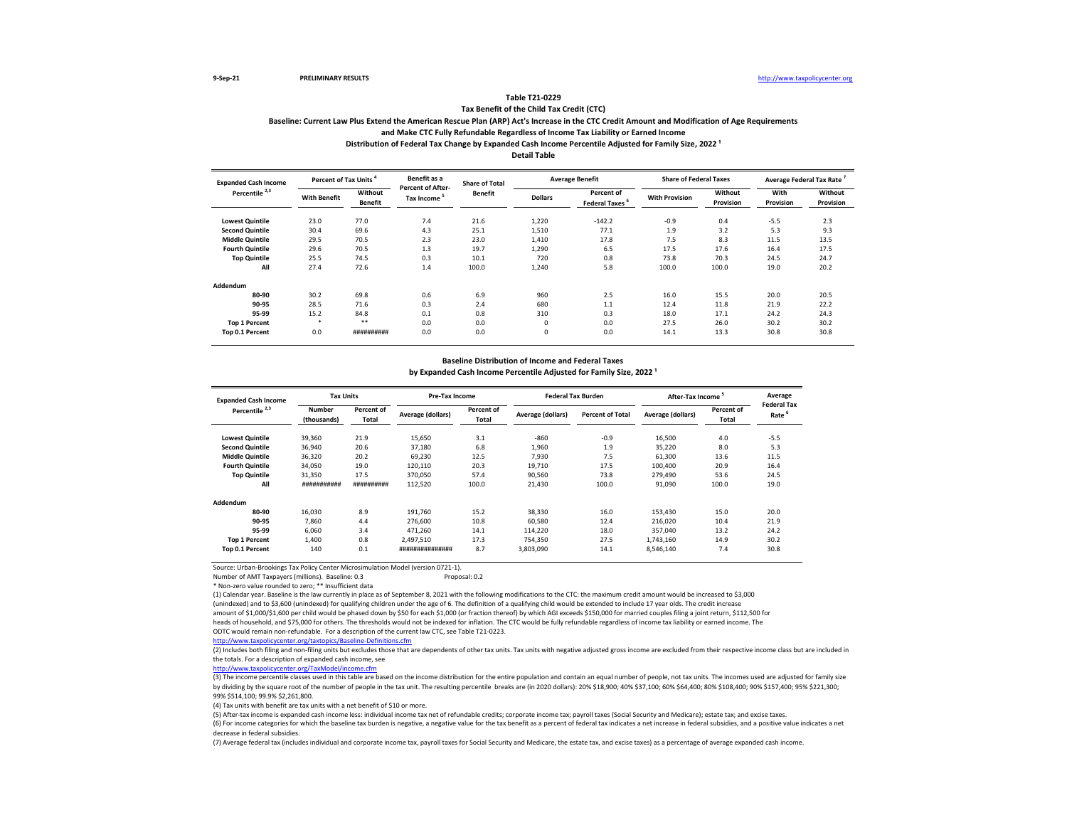9-Sep-21 PRELIMINARY RESULTS http://www.taxpolicycenter.org

**Table T21-0229**

**Tax Benefit of the Child Tax Credit (CTC)**

**Baseline: Current Law Plus Extend the American Rescue Plan (ARP) Act's Increase in the CTC Credit Amount and Modification of Age Requirements and Make CTC Fully Refundable Regardless of Income Tax Liability or Earned Income**

**Distribution of Federal Tax Change by Expanded Cash Income Percentile Adjusted for Family Size, 2022 [1]**

**Detail Table**

| Expanded Cash Income Percentile [2,3] | Percent of Tax Units [4] | | Benefit as a Percent of After-Tax Income [5] | Share of Total Benefit | Average Benefit | | Share of Federal Taxes | | Average Federal Tax Rate [7] | |
|---|---|---|---|---|---|---|---|---|---|---|
| | With Benefit | Without Benefit | | | Dollars | Percent of Federal Taxes [6] | With Provision | Without Provision | With Provision | Without Provision |
| Lowest Quintile | 23.0 | 77.0 | 7.4 | 21.6 | 1,220 | -142.2 | -0.9 | 0.4 | -5.5 | 2.3 |
| Second Quintile | 30.4 | 69.6 | 4.3 | 25.1 | 1,510 | 77.1 | 1.9 | 3.2 | 5.3 | 9.3 |
| Middle Quintile | 29.5 | 70.5 | 2.3 | 23.0 | 1,410 | 17.8 | 7.5 | 8.3 | 11.5 | 13.5 |
| Fourth Quintile | 29.6 | 70.5 | 1.3 | 19.7 | 1,290 | 6.5 | 17.5 | 17.6 | 16.4 | 17.5 |
| Top Quintile | 25.5 | 74.5 | 0.3 | 10.1 | 720 | 0.8 | 73.8 | 70.3 | 24.5 | 24.7 |
| All | 27.4 | 72.6 | 1.4 | 100.0 | 1,240 | 5.8 | 100.0 | 100.0 | 19.0 | 20.2 |
| **Addendum** | | | | | | | | | | |
| 80-90 | 30.2 | 69.8 | 0.6 | 6.9 | 960 | 2.5 | 16.0 | 15.5 | 20.0 | 20.5 |
| 90-95 | 28.5 | 71.6 | 0.3 | 2.4 | 680 | 1.1 | 12.4 | 11.8 | 21.9 | 22.2 |
| 95-99 | 15.2 | 84.8 | 0.1 | 0.8 | 310 | 0.3 | 18.0 | 17.1 | 24.2 | 24.3 |
| Top 1 Percent | * | ** | 0.0 | 0.0 | 0 | 0.0 | 27.5 | 26.0 | 30.2 | 30.2 |
| Top 0.1 Percent | 0.0 | ########## | 0.0 | 0.0 | 0 | 0.0 | 14.1 | 13.3 | 30.8 | 30.8 |

**Baseline Distribution of Income and Federal Taxes**

**by Expanded Cash Income Percentile Adjusted for Family Size, 2022 [1]**

| Expanded Cash Income Percentile [2,3] | Tax Units | | Pre-Tax Income | | Federal Tax Burden | | After-Tax Income [5] | | Average Federal Tax Rate [6] |
|---|---|---|---|---|---|---|---|---|---|
| | Number (thousands) | Percent of Total | Average (dollars) | Percent of Total | Average (dollars) | Percent of Total | Average (dollars) | Percent of Total | |
| Lowest Quintile | 39,360 | 21.9 | 15,650 | 3.1 | -860 | -0.9 | 16,500 | 4.0 | -5.5 |
| Second Quintile | 36,940 | 20.6 | 37,180 | 6.8 | 1,960 | 1.9 | 35,220 | 8.0 | 5.3 |
| Middle Quintile | 36,320 | 20.2 | 69,230 | 12.5 | 7,930 | 7.5 | 61,300 | 13.6 | 11.5 |
| Fourth Quintile | 34,050 | 19.0 | 120,110 | 20.3 | 19,710 | 17.5 | 100,400 | 20.9 | 16.4 |
| Top Quintile | 31,350 | 17.5 | 370,050 | 57.4 | 90,560 | 73.8 | 279,490 | 53.6 | 24.5 |
| All | ########### | ########## | 112,520 | 100.0 | 21,430 | 100.0 | 91,090 | 100.0 | 19.0 |
| **Addendum** | | | | | | | | | |
| 80-90 | 16,030 | 8.9 | 191,760 | 15.2 | 38,330 | 16.0 | 153,430 | 15.0 | 20.0 |
| 90-95 | 7,860 | 4.4 | 276,600 | 10.8 | 60,580 | 12.4 | 216,020 | 10.4 | 21.9 |
| 95-99 | 6,060 | 3.4 | 471,260 | 14.1 | 114,220 | 18.0 | 357,040 | 13.2 | 24.2 |
| Top 1 Percent | 1,400 | 0.8 | 2,497,510 | 17.3 | 754,350 | 27.5 | 1,743,160 | 14.9 | 30.2 |
| Top 0.1 Percent | 140 | 0.1 | ############### | 8.7 | 3,803,090 | 14.1 | 8,546,140 | 7.4 | 30.8 |

Source: Urban-Brookings Tax Policy Center Microsimulation Model (version 0721-1).

Number of AMT Taxpayers (millions). Baseline: 0.3 Proposal: 0.2

* Non-zero value rounded to zero; ** Insufficient data

(1) Calendar year. Baseline is the law currently in place as of September 8, 2021 with the following modifications to the CTC: the maximum credit amount would be increased to $3,000 (unindexed) and to $3,600 (unindexed) for qualifying children under the age of 6. The definition of a qualifying child would be extended to include 17 year olds. The credit increase amount of $1,000/$1,600 per child would be phased down by $50 for each $1,000 (or fraction thereof) by which AGI exceeds $150,000 for married couples filing a joint return, $112,500 for heads of household, and $75,000 for others. The thresholds would not be indexed for inflation. The CTC would be fully refundable regardless of income tax liability or earned income. The ODTC would remain non-refundable. For a description of the current law CTC, see Table T21-0223.

http://www.taxpolicycenter.org/taxtopics/Baseline-Definitions.cfm

(2) Includes both filing and non-filing units but excludes those that are dependents of other tax units. Tax units with negative adjusted gross income are excluded from their respective income class but are included in the totals. For a description of expanded cash income, see

http://www.taxpolicycenter.org/TaxModel/income.cfm

(3) The income percentile classes used in this table are based on the income distribution for the entire population and contain an equal number of people, not tax units. The incomes used are adjusted for family size by dividing by the square root of the number of people in the tax unit. The resulting percentile breaks are (in 2020 dollars): 20% $18,900; 40% $37,100; 60% $64,400; 80% $108,400; 90% $157,400; 95% $221,300; 99% $514,100; 99.9% $2,261,800.

(4) Tax units with benefit are tax units with a net benefit of $10 or more.

(5) After-tax income is expanded cash income less: individual income tax net of refundable credits; corporate income tax; payroll taxes (Social Security and Medicare); estate tax; and excise taxes.

(6) For income categories for which the baseline tax burden is negative, a negative value for the tax benefit as a percent of federal tax indicates a net increase in federal subsidies, and a positive value indicates a net decrease in federal subsidies.

(7) Average federal tax (includes individual and corporate income tax, payroll taxes for Social Security and Medicare, the estate tax, and excise taxes) as a percentage of average expanded cash income.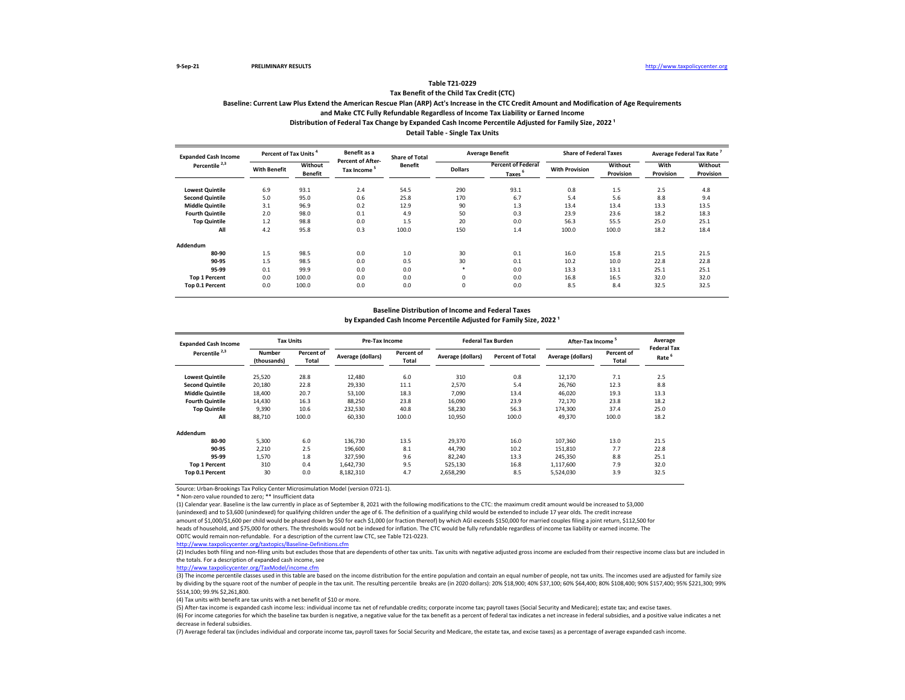9-Sep-21 **PRELIMINARY RESULTS** http://www.taxpolicycenter.org

**Table T21-0229**

**Tax Benefit of the Child Tax Credit (CTC)**

**Baseline: Current Law Plus Extend the American Rescue Plan (ARP) Act's Increase in the CTC Credit Amount and Modification of Age Requirements and Make CTC Fully Refundable Regardless of Income Tax Liability or Earned Income**

**Distribution of Federal Tax Change by Expanded Cash Income Percentile Adjusted for Family Size, 2022 [1]**

**Detail Table - Single Tax Units**

| Expanded Cash Income Percentile [2,3] | Percent of Tax Units [4] | | Benefit as a Percent of After-Tax Income [5] | Share of Total Benefit | Average Benefit | | Share of Federal Taxes | | Average Federal Tax Rate [7] | |
|---|---|---|---|---|---|---|---|---|---|---|
| | With Benefit | Without Benefit | | | Dollars | Percent of Federal Taxes [6] | With Provision | Without Provision | With Provision | Without Provision |
| **Lowest Quintile** | 6.9 | 93.1 | 2.4 | 54.5 | 290 | 93.1 | 0.8 | 1.5 | 2.5 | 4.8 |
| **Second Quintile** | 5.0 | 95.0 | 0.6 | 25.8 | 170 | 6.7 | 5.4 | 5.6 | 8.8 | 9.4 |
| **Middle Quintile** | 3.1 | 96.9 | 0.2 | 12.9 | 90 | 1.3 | 13.4 | 13.4 | 13.3 | 13.5 |
| **Fourth Quintile** | 2.0 | 98.0 | 0.1 | 4.9 | 50 | 0.3 | 23.9 | 23.6 | 18.2 | 18.3 |
| **Top Quintile** | 1.2 | 98.8 | 0.0 | 1.5 | 20 | 0.0 | 56.3 | 55.5 | 25.0 | 25.1 |
| **All** | 4.2 | 95.8 | 0.3 | 100.0 | 150 | 1.4 | 100.0 | 100.0 | 18.2 | 18.4 |
| **Addendum** | | | | | | | | | | |
| **80-90** | 1.5 | 98.5 | 0.0 | 1.0 | 30 | 0.1 | 16.0 | 15.8 | 21.5 | 21.5 |
| **90-95** | 1.5 | 98.5 | 0.0 | 0.5 | 30 | 0.1 | 10.2 | 10.0 | 22.8 | 22.8 |
| **95-99** | 0.1 | 99.9 | 0.0 | 0.0 | * | 0.0 | 13.3 | 13.1 | 25.1 | 25.1 |
| **Top 1 Percent** | 0.0 | 100.0 | 0.0 | 0.0 | 0 | 0.0 | 16.8 | 16.5 | 32.0 | 32.0 |
| **Top 0.1 Percent** | 0.0 | 100.0 | 0.0 | 0.0 | 0 | 0.0 | 8.5 | 8.4 | 32.5 | 32.5 |

**Baseline Distribution of Income and Federal Taxes**

**by Expanded Cash Income Percentile Adjusted for Family Size, 2022 [1]**

| Expanded Cash Income Percentile [2,3] | Tax Units | | Pre-Tax Income | | Federal Tax Burden | | After-Tax Income [5] | | Average Federal Tax Rate [6] |
|---|---|---|---|---|---|---|---|---|---|
| | Number (thousands) | Percent of Total | Average (dollars) | Percent of Total | Average (dollars) | Percent of Total | Average (dollars) | Percent of Total | |
| **Lowest Quintile** | 25,520 | 28.8 | 12,480 | 6.0 | 310 | 0.8 | 12,170 | 7.1 | 2.5 |
| **Second Quintile** | 20,180 | 22.8 | 29,330 | 11.1 | 2,570 | 5.4 | 26,760 | 12.3 | 8.8 |
| **Middle Quintile** | 18,400 | 20.7 | 53,100 | 18.3 | 7,090 | 13.4 | 46,020 | 19.3 | 13.3 |
| **Fourth Quintile** | 14,430 | 16.3 | 88,250 | 23.8 | 16,090 | 23.9 | 72,170 | 23.8 | 18.2 |
| **Top Quintile** | 9,390 | 10.6 | 232,530 | 40.8 | 58,230 | 56.3 | 174,300 | 37.4 | 25.0 |
| **All** | 88,710 | 100.0 | 60,330 | 100.0 | 10,950 | 100.0 | 49,370 | 100.0 | 18.2 |
| **Addendum** | | | | | | | | | |
| **80-90** | 5,300 | 6.0 | 136,730 | 13.5 | 29,370 | 16.0 | 107,360 | 13.0 | 21.5 |
| **90-95** | 2,210 | 2.5 | 196,600 | 8.1 | 44,790 | 10.2 | 151,810 | 7.7 | 22.8 |
| **95-99** | 1,570 | 1.8 | 327,590 | 9.6 | 82,240 | 13.3 | 245,350 | 8.8 | 25.1 |
| **Top 1 Percent** | 310 | 0.4 | 1,642,730 | 9.5 | 525,130 | 16.8 | 1,117,600 | 7.9 | 32.0 |
| **Top 0.1 Percent** | 30 | 0.0 | 8,182,310 | 4.7 | 2,658,290 | 8.5 | 5,524,030 | 3.9 | 32.5 |

Source: Urban-Brookings Tax Policy Center Microsimulation Model (version 0721-1).

* Non-zero value rounded to zero; ** Insufficient data

(1) Calendar year. Baseline is the law currently in place as of September 8, 2021 with the following modifications to the CTC: the maximum credit amount would be increased to $3,000 (unindexed) and to $3,600 (unindexed) for qualifying children under the age of 6. The definition of a qualifying child would be extended to include 17 year olds. The credit increase amount of $1,000/$1,600 per child would be phased down by $50 for each $1,000 (or fraction thereof) by which AGI exceeds $150,000 for married couples filing a joint return, $112,500 for heads of household, and $75,000 for others. The thresholds would not be indexed for inflation. The CTC would be fully refundable regardless of income tax liability or earned income. The ODTC would remain non-refundable. For a description of the current law CTC, see Table T21-0223.

http://www.taxpolicycenter.org/taxtopics/Baseline-Definitions.cfm

(2) Includes both filing and non-filing units but excludes those that are dependents of other tax units. Tax units with negative adjusted gross income are excluded from their respective income class but are included in the totals. For a description of expanded cash income, see

http://www.taxpolicycenter.org/TaxModel/income.cfm

(3) The income percentile classes used in this table are based on the income distribution for the entire population and contain an equal number of people, not tax units. The incomes used are adjusted for family size by dividing by the square root of the number of people in the tax unit. The resulting percentile breaks are (in 2020 dollars): 20% $18,900; 40% $37,100; 60% $64,400; 80% $108,400; 90% $157,400; 95% $221,300; 99% $514,100; 99.9% $2,261,800.

(4) Tax units with benefit are tax units with a net benefit of $10 or more.

(5) After-tax income is expanded cash income less: individual income tax net of refundable credits; corporate income tax; payroll taxes (Social Security and Medicare); estate tax; and excise taxes.

(6) For income categories for which the baseline tax burden is negative, a negative value for the tax benefit as a percent of federal tax indicates a net increase in federal subsidies, and a positive value indicates a net decrease in federal subsidies.

(7) Average federal tax (includes individual and corporate income tax, payroll taxes for Social Security and Medicare, the estate tax, and excise taxes) as a percentage of average expanded cash income.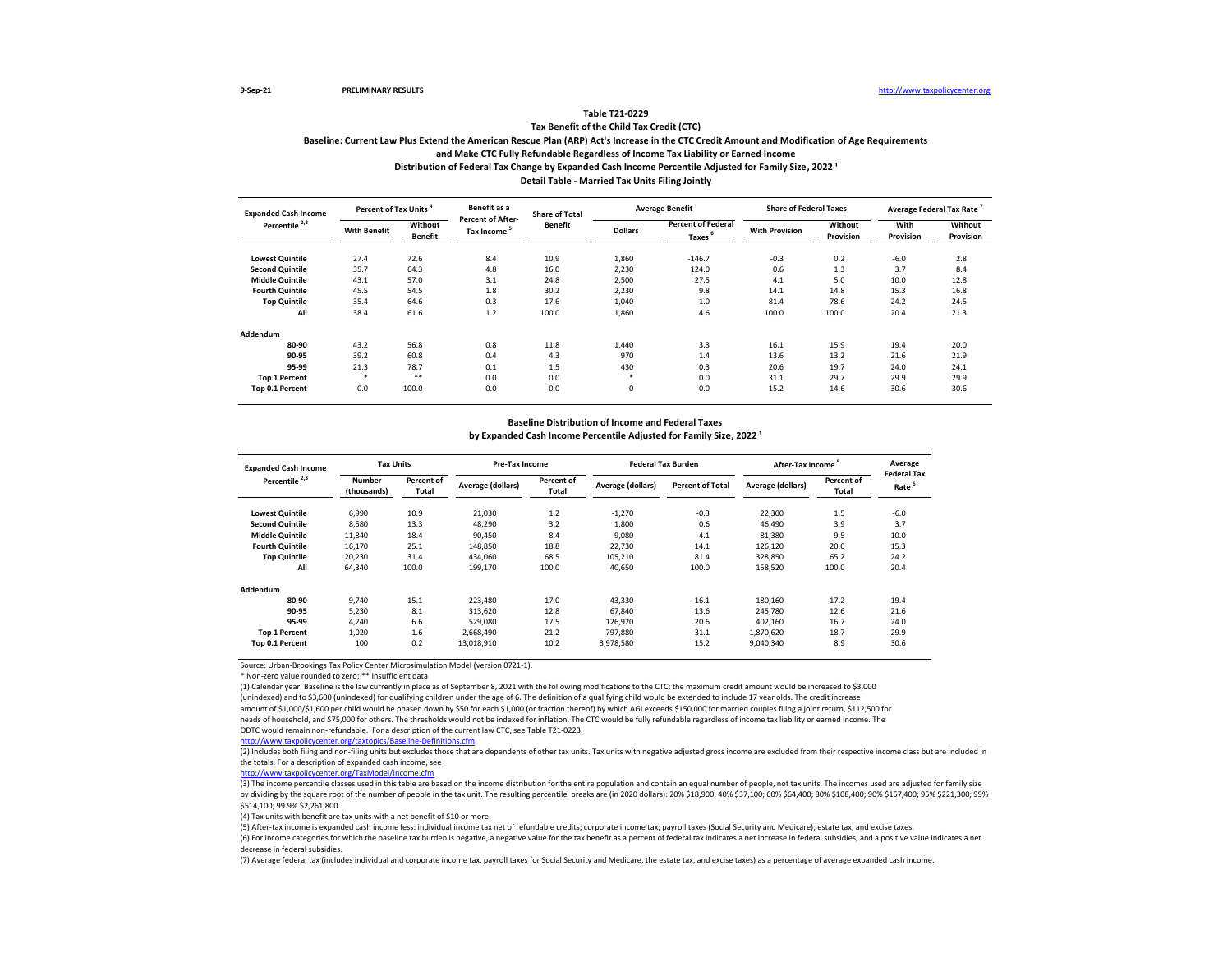**Table T21-0229**

**Tax Benefit of the Child Tax Credit (CTC)**

**Baseline: Current Law Plus Extend the American Rescue Plan (ARP) Act's Increase in the CTC Credit Amount and Modification of Age Requirements and Make CTC Fully Refundable Regardless of Income Tax Liability or Earned Income**

**Distribution of Federal Tax Change by Expanded Cash Income Percentile Adjusted for Family Size, 2022 [1]**

**Detail Table - Married Tax Units Filing Jointly**

| Expanded Cash Income Percentile [2,3] | Percent of Tax Units [4] | | Benefit as a Percent of After-Tax Income [5] | Share of Total Benefit | Average Benefit | | Share of Federal Taxes | | Average Federal Tax Rate [7] | |
|---|---|---|---|---|---|---|---|---|---|---|
| | With Benefit | Without Benefit | | | Dollars | Percent of Federal Taxes [6] | With Provision | Without Provision | With Provision | Without Provision |
| **Lowest Quintile** | 27.4 | 72.6 | 8.4 | 10.9 | 1,860 | -146.7 | -0.3 | 0.2 | -6.0 | 2.8 |
| **Second Quintile** | 35.7 | 64.3 | 4.8 | 16.0 | 2,230 | 124.0 | 0.6 | 1.3 | 3.7 | 8.4 |
| **Middle Quintile** | 43.1 | 57.0 | 3.1 | 24.8 | 2,500 | 27.5 | 4.1 | 5.0 | 10.0 | 12.8 |
| **Fourth Quintile** | 45.5 | 54.5 | 1.8 | 30.2 | 2,230 | 9.8 | 14.1 | 14.8 | 15.3 | 16.8 |
| **Top Quintile** | 35.4 | 64.6 | 0.3 | 17.6 | 1,040 | 1.0 | 81.4 | 78.6 | 24.2 | 24.5 |
| **All** | 38.4 | 61.6 | 1.2 | 100.0 | 1,860 | 4.6 | 100.0 | 100.0 | 20.4 | 21.3 |
| **Addendum** | | | | | | | | | | |
| **80-90** | 43.2 | 56.8 | 0.8 | 11.8 | 1,440 | 3.3 | 16.1 | 15.9 | 19.4 | 20.0 |
| **90-95** | 39.2 | 60.8 | 0.4 | 4.3 | 970 | 1.4 | 13.6 | 13.2 | 21.6 | 21.9 |
| **95-99** | 21.3 | 78.7 | 0.1 | 1.5 | 430 | 0.3 | 20.6 | 19.7 | 24.0 | 24.1 |
| **Top 1 Percent** | * | ** | 0.0 | 0.0 | * | 0.0 | 31.1 | 29.7 | 29.9 | 29.9 |
| **Top 0.1 Percent** | 0.0 | 100.0 | 0.0 | 0.0 | 0 | 0.0 | 15.2 | 14.6 | 30.6 | 30.6 |

**Baseline Distribution of Income and Federal Taxes**

**by Expanded Cash Income Percentile Adjusted for Family Size, 2022 [1]**

| Expanded Cash Income Percentile [2,3] | Tax Units | | Pre-Tax Income | | Federal Tax Burden | | After-Tax Income [5] | | Average Federal Tax Rate [6] |
|---|---|---|---|---|---|---|---|---|---|
| | Number (thousands) | Percent of Total | Average (dollars) | Percent of Total | Average (dollars) | Percent of Total | Average (dollars) | Percent of Total | |
| **Lowest Quintile** | 6,990 | 10.9 | 21,030 | 1.2 | -1,270 | -0.3 | 22,300 | 1.5 | -6.0 |
| **Second Quintile** | 8,580 | 13.3 | 48,290 | 3.2 | 1,800 | 0.6 | 46,490 | 3.9 | 3.7 |
| **Middle Quintile** | 11,840 | 18.4 | 90,450 | 8.4 | 9,080 | 4.1 | 81,380 | 9.5 | 10.0 |
| **Fourth Quintile** | 16,170 | 25.1 | 148,850 | 18.8 | 22,730 | 14.1 | 126,120 | 20.0 | 15.3 |
| **Top Quintile** | 20,230 | 31.4 | 434,060 | 68.5 | 105,210 | 81.4 | 328,850 | 65.2 | 24.2 |
| **All** | 64,340 | 100.0 | 199,170 | 100.0 | 40,650 | 100.0 | 158,520 | 100.0 | 20.4 |
| **Addendum** | | | | | | | | | |
| **80-90** | 9,740 | 15.1 | 223,480 | 17.0 | 43,330 | 16.1 | 180,160 | 17.2 | 19.4 |
| **90-95** | 5,230 | 8.1 | 313,620 | 12.8 | 67,840 | 13.6 | 245,780 | 12.6 | 21.6 |
| **95-99** | 4,240 | 6.6 | 529,080 | 17.5 | 126,920 | 20.6 | 402,160 | 16.7 | 24.0 |
| **Top 1 Percent** | 1,020 | 1.6 | 2,668,490 | 21.2 | 797,880 | 31.1 | 1,870,620 | 18.7 | 29.9 |
| **Top 0.1 Percent** | 100 | 0.2 | 13,018,910 | 10.2 | 3,978,580 | 15.2 | 9,040,340 | 8.9 | 30.6 |

Source: Urban-Brookings Tax Policy Center Microsimulation Model (version 0721-1).

\* Non-zero value rounded to zero; ** Insufficient data

(1) Calendar year. Baseline is the law currently in place as of September 8, 2021 with the following modifications to the CTC: the maximum credit amount would be increased to $3,000 (unindexed) and to $3,600 (unindexed) for qualifying children under the age of 6. The definition of a qualifying child would be extended to include 17 year olds. The credit increase amount of $1,000/$1,600 per child would be phased down by $50 for each $1,000 (or fraction thereof) by which AGI exceeds $150,000 for married couples filing a joint return, $112,500 for heads of household, and $75,000 for others. The thresholds would not be indexed for inflation. The CTC would be fully refundable regardless of income tax liability or earned income. The ODTC would remain non-refundable. For a description of the current law CTC, see Table T21-0223.

http://www.taxpolicycenter.org/taxtopics/Baseline-Definitions.cfm

(2) Includes both filing and non-filing units but excludes those that are dependents of other tax units. Tax units with negative adjusted gross income are excluded from their respective income class but are included in the totals. For a description of expanded cash income, see

http://www.taxpolicycenter.org/TaxModel/income.cfm

(3) The income percentile classes used in this table are based on the income distribution for the entire population and contain an equal number of people, not tax units. The incomes used are adjusted for family size by dividing by the square root of the number of people in the tax unit. The resulting percentile breaks are (in 2020 dollars): 20% $18,900; 40% $37,100; 60% $64,400; 80% $108,400; 90% $157,400; 95% $221,300; 99% $514,100; 99.9% $2,261,800.

(4) Tax units with benefit are tax units with a net benefit of $10 or more.

(5) After-tax income is expanded cash income less: individual income tax net of refundable credits; corporate income tax; payroll taxes (Social Security and Medicare); estate tax; and excise taxes.

(6) For income categories for which the baseline tax burden is negative, a negative value for the tax benefit as a percent of federal tax indicates a net increase in federal subsidies, and a positive value indicates a net decrease in federal subsidies.

(7) Average federal tax (includes individual and corporate income tax, payroll taxes for Social Security and Medicare, the estate tax, and excise taxes) as a percentage of average expanded cash income.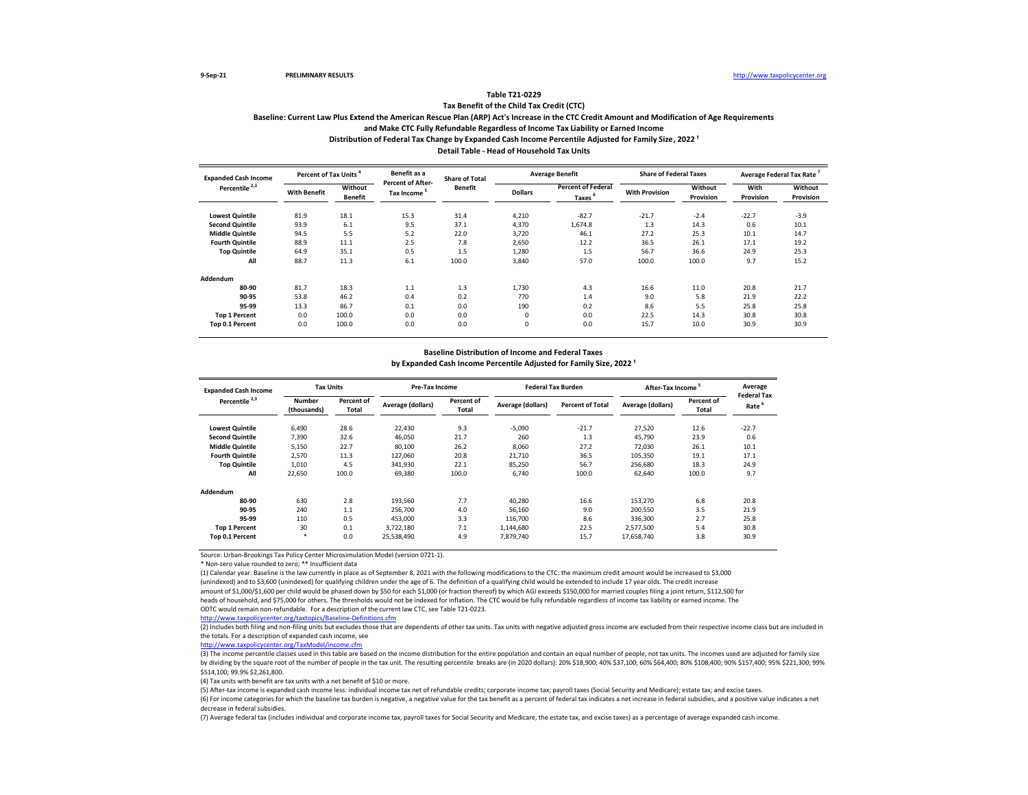9-Sep-21 **PRELIMINARY RESULTS** http://www.taxpolicycenter.org

**Table T21-0229**

**Tax Benefit of the Child Tax Credit (CTC)**

**Baseline: Current Law Plus Extend the American Rescue Plan (ARP) Act's Increase in the CTC Credit Amount and Modification of Age Requirements and Make CTC Fully Refundable Regardless of Income Tax Liability or Earned Income**

**Distribution of Federal Tax Change by Expanded Cash Income Percentile Adjusted for Family Size, 2022 [1]**

**Detail Table - Head of Household Tax Units**

| Expanded Cash Income Percentile [2,3] | Percent of Tax Units [4] | | Benefit as a Percent of After-Tax Income [5] | Share of Total Benefit | Average Benefit | | Share of Federal Taxes | | Average Federal Tax Rate [7] | |
|---|---|---|---|---|---|---|---|---|---|---|
| | With Benefit | Without Benefit | | | Dollars | Percent of Federal Taxes [6] | With Provision | Without Provision | With Provision | Without Provision |
| Lowest Quintile | 81.9 | 18.1 | 15.3 | 31.4 | 4,210 | -82.7 | -21.7 | -2.4 | -22.7 | -3.9 |
| Second Quintile | 93.9 | 6.1 | 9.5 | 37.1 | 4,370 | 1,674.8 | 1.3 | 14.3 | 0.6 | 10.1 |
| Middle Quintile | 94.5 | 5.5 | 5.2 | 22.0 | 3,720 | 46.1 | 27.2 | 25.3 | 10.1 | 14.7 |
| Fourth Quintile | 88.9 | 11.1 | 2.5 | 7.8 | 2,650 | 12.2 | 36.5 | 26.1 | 17.1 | 19.2 |
| Top Quintile | 64.9 | 35.1 | 0.5 | 1.5 | 1,280 | 1.5 | 56.7 | 36.6 | 24.9 | 25.3 |
| All | 88.7 | 11.3 | 6.1 | 100.0 | 3,840 | 57.0 | 100.0 | 100.0 | 9.7 | 15.2 |
| **Addendum** | | | | | | | | | | |
| 80-90 | 81.7 | 18.3 | 1.1 | 1.3 | 1,730 | 4.3 | 16.6 | 11.0 | 20.8 | 21.7 |
| 90-95 | 53.8 | 46.2 | 0.4 | 0.2 | 770 | 1.4 | 9.0 | 5.8 | 21.9 | 22.2 |
| 95-99 | 13.3 | 86.7 | 0.1 | 0.0 | 190 | 0.2 | 8.6 | 5.5 | 25.8 | 25.8 |
| Top 1 Percent | 0.0 | 100.0 | 0.0 | 0.0 | 0 | 0.0 | 22.5 | 14.3 | 30.8 | 30.8 |
| Top 0.1 Percent | 0.0 | 100.0 | 0.0 | 0.0 | 0 | 0.0 | 15.7 | 10.0 | 30.9 | 30.9 |

**Baseline Distribution of Income and Federal Taxes**

**by Expanded Cash Income Percentile Adjusted for Family Size, 2022 [1]**

| Expanded Cash Income Percentile [2,3] | Tax Units | | Pre-Tax Income | | Federal Tax Burden | | After-Tax Income [5] | | Average Federal Tax Rate [6] |
|---|---|---|---|---|---|---|---|---|---|
| | Number (thousands) | Percent of Total | Average (dollars) | Percent of Total | Average (dollars) | Percent of Total | Average (dollars) | Percent of Total | |
| Lowest Quintile | 6,490 | 28.6 | 22,430 | 9.3 | -5,090 | -21.7 | 27,520 | 12.6 | -22.7 |
| Second Quintile | 7,390 | 32.6 | 46,050 | 21.7 | 260 | 1.3 | 45,790 | 23.9 | 0.6 |
| Middle Quintile | 5,150 | 22.7 | 80,100 | 26.2 | 8,060 | 27.2 | 72,030 | 26.1 | 10.1 |
| Fourth Quintile | 2,570 | 11.3 | 127,060 | 20.8 | 21,710 | 36.5 | 105,350 | 19.1 | 17.1 |
| Top Quintile | 1,010 | 4.5 | 341,930 | 22.1 | 85,250 | 56.7 | 256,680 | 18.3 | 24.9 |
| All | 22,650 | 100.0 | 69,380 | 100.0 | 6,740 | 100.0 | 62,640 | 100.0 | 9.7 |
| **Addendum** | | | | | | | | | |
| 80-90 | 630 | 2.8 | 193,560 | 7.7 | 40,280 | 16.6 | 153,270 | 6.8 | 20.8 |
| 90-95 | 240 | 1.1 | 256,700 | 4.0 | 56,160 | 9.0 | 200,550 | 3.5 | 21.9 |
| 95-99 | 110 | 0.5 | 453,000 | 3.3 | 116,700 | 8.6 | 336,300 | 2.7 | 25.8 |
| Top 1 Percent | 30 | 0.1 | 3,722,180 | 7.1 | 1,144,680 | 22.5 | 2,577,500 | 5.4 | 30.8 |
| Top 0.1 Percent | * | 0.0 | 25,538,490 | 4.9 | 7,879,740 | 15.7 | 17,658,740 | 3.8 | 30.9 |

Source: Urban-Brookings Tax Policy Center Microsimulation Model (version 0721-1).

\* Non-zero value rounded to zero; ** Insufficient data

(1) Calendar year. Baseline is the law currently in place as of September 8, 2021 with the following modifications to the CTC: the maximum credit amount would be increased to $3,000 (unindexed) and to $3,600 (unindexed) for qualifying children under the age of 6. The definition of a qualifying child would be extended to include 17 year olds. The credit increase amount of $1,000/$1,600 per child would be phased down by $50 for each $1,000 (or fraction thereof) by which AGI exceeds $150,000 for married couples filing a joint return, $112,500 for heads of household, and $75,000 for others. The thresholds would not be indexed for inflation. The CTC would be fully refundable regardless of income tax liability or earned income. The ODTC would remain non-refundable. For a description of the current law CTC, see Table T21-0223.

http://www.taxpolicycenter.org/taxtopics/Baseline-Definitions.cfm

(2) Includes both filing and non-filing units but excludes those that are dependents of other tax units. Tax units with negative adjusted gross income are excluded from their respective income class but are included in the totals. For a description of expanded cash income, see

http://www.taxpolicycenter.org/TaxModel/income.cfm

(3) The income percentile classes used in this table are based on the income distribution for the entire population and contain an equal number of people, not tax units. The incomes used are adjusted for family size by dividing by the square root of the number of people in the tax unit. The resulting percentile breaks are (in 2020 dollars): 20% $18,900; 40% $37,100; 60% $64,400; 80% $108,400; 90% $157,400; 95% $221,300; 99% $514,100; 99.9% $2,261,800.

(4) Tax units with benefit are tax units with a net benefit of $10 or more.

(5) After-tax income is expanded cash income less: individual income tax net of refundable credits; corporate income tax; payroll taxes (Social Security and Medicare); estate tax; and excise taxes.

(6) For income categories for which the baseline tax burden is negative, a negative value for the tax benefit as a percent of federal tax indicates a net increase in federal subsidies, and a positive value indicates a net decrease in federal subsidies.

(7) Average federal tax (includes individual and corporate income tax, payroll taxes for Social Security and Medicare, the estate tax, and excise taxes) as a percentage of average expanded cash income.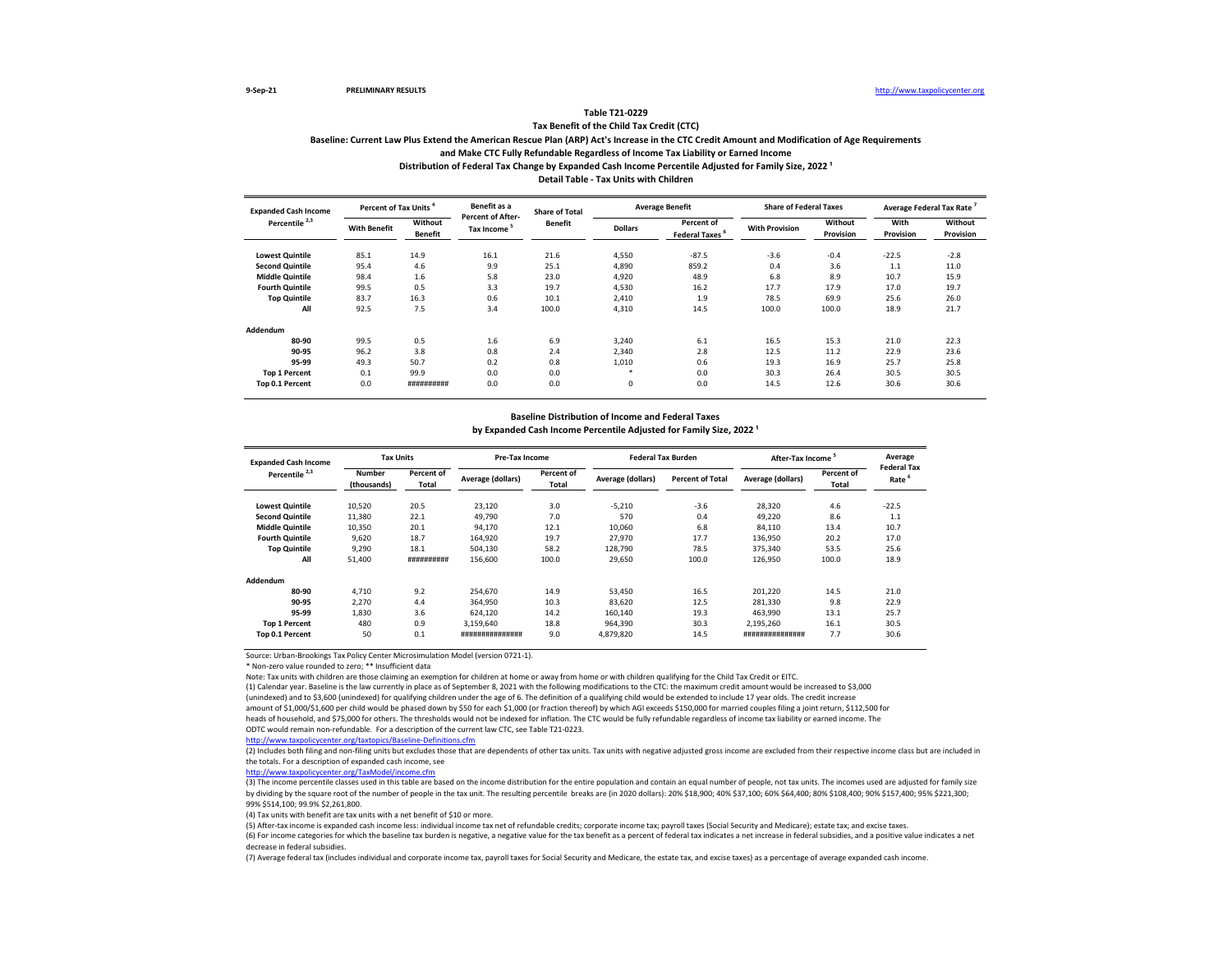**Table T21-0229**

**Tax Benefit of the Child Tax Credit (CTC)**

**Baseline: Current Law Plus Extend the American Rescue Plan (ARP) Act's Increase in the CTC Credit Amount and Modification of Age Requirements and Make CTC Fully Refundable Regardless of Income Tax Liability or Earned Income**

**Distribution of Federal Tax Change by Expanded Cash Income Percentile Adjusted for Family Size, 2022 [1]**

**Detail Table - Tax Units with Children**

| Expanded Cash Income Percentile [2,3] | Percent of Tax Units [4] | | Benefit as a Percent of After-Tax Income [5] | Share of Total Benefit | Average Benefit | | Share of Federal Taxes | | Average Federal Tax Rate [7] | |
|---|---|---|---|---|---|---|---|---|---|---|
| | With Benefit | Without Benefit | | | Dollars | Percent of Federal Taxes [6] | With Provision | Without Provision | With Provision | Without Provision |
| Lowest Quintile | 85.1 | 14.9 | 16.1 | 21.6 | 4,550 | -87.5 | -3.6 | -0.4 | -22.5 | -2.8 |
| Second Quintile | 95.4 | 4.6 | 9.9 | 25.1 | 4,890 | 859.2 | 0.4 | 3.6 | 1.1 | 11.0 |
| Middle Quintile | 98.4 | 1.6 | 5.8 | 23.0 | 4,920 | 48.9 | 6.8 | 8.9 | 10.7 | 15.9 |
| Fourth Quintile | 99.5 | 0.5 | 3.3 | 19.7 | 4,530 | 16.2 | 17.7 | 17.9 | 17.0 | 19.7 |
| Top Quintile | 83.7 | 16.3 | 0.6 | 10.1 | 2,410 | 1.9 | 78.5 | 69.9 | 25.6 | 26.0 |
| All | 92.5 | 7.5 | 3.4 | 100.0 | 4,310 | 14.5 | 100.0 | 100.0 | 18.9 | 21.7 |
| Addendum | | | | | | | | | | |
| 80-90 | 99.5 | 0.5 | 1.6 | 6.9 | 3,240 | 6.1 | 16.5 | 15.3 | 21.0 | 22.3 |
| 90-95 | 96.2 | 3.8 | 0.8 | 2.4 | 2,340 | 2.8 | 12.5 | 11.2 | 22.9 | 23.6 |
| 95-99 | 49.3 | 50.7 | 0.2 | 0.8 | 1,010 | 0.6 | 19.3 | 16.9 | 25.7 | 25.8 |
| Top 1 Percent | 0.1 | 99.9 | 0.0 | 0.0 | * | 0.0 | 30.3 | 26.4 | 30.5 | 30.5 |
| Top 0.1 Percent | 0.0 | ########## | 0.0 | 0.0 | 0 | 0.0 | 14.5 | 12.6 | 30.6 | 30.6 |

**Baseline Distribution of Income and Federal Taxes**

**by Expanded Cash Income Percentile Adjusted for Family Size, 2022 [1]**

| Expanded Cash Income Percentile [2,3] | Tax Units | | Pre-Tax Income | | Federal Tax Burden | | After-Tax Income [5] | | Average Federal Tax Rate [6] |
|---|---|---|---|---|---|---|---|---|---|
| | Number (thousands) | Percent of Total | Average (dollars) | Percent of Total | Average (dollars) | Percent of Total | Average (dollars) | Percent of Total | |
| Lowest Quintile | 10,520 | 20.5 | 23,120 | 3.0 | -5,210 | -3.6 | 28,320 | 4.6 | -22.5 |
| Second Quintile | 11,380 | 22.1 | 49,790 | 7.0 | 570 | 0.4 | 49,220 | 8.6 | 1.1 |
| Middle Quintile | 10,350 | 20.1 | 94,170 | 12.1 | 10,060 | 6.8 | 84,110 | 13.4 | 10.7 |
| Fourth Quintile | 9,620 | 18.7 | 164,920 | 19.7 | 27,970 | 17.7 | 136,950 | 20.2 | 17.0 |
| Top Quintile | 9,290 | 18.1 | 504,130 | 58.2 | 128,790 | 78.5 | 375,340 | 53.5 | 25.6 |
| All | 51,400 | ########## | 156,600 | 100.0 | 29,650 | 100.0 | 126,950 | 100.0 | 18.9 |
| Addendum | | | | | | | | | |
| 80-90 | 4,710 | 9.2 | 254,670 | 14.9 | 53,450 | 16.5 | 201,220 | 14.5 | 21.0 |
| 90-95 | 2,270 | 4.4 | 364,950 | 10.3 | 83,620 | 12.5 | 281,330 | 9.8 | 22.9 |
| 95-99 | 1,830 | 3.6 | 624,120 | 14.2 | 160,140 | 19.3 | 463,990 | 13.1 | 25.7 |
| Top 1 Percent | 480 | 0.9 | 3,159,640 | 18.8 | 964,390 | 30.3 | 2,195,260 | 16.1 | 30.5 |
| Top 0.1 Percent | 50 | 0.1 | ############### | 9.0 | 4,879,820 | 14.5 | ############### | 7.7 | 30.6 |

Source: Urban-Brookings Tax Policy Center Microsimulation Model (version 0721-1).

\* Non-zero value rounded to zero; ** Insufficient data

Note: Tax units with children are those claiming an exemption for children at home or away from home or with children qualifying for the Child Tax Credit or EITC.

(1) Calendar year. Baseline is the law currently in place as of September 8, 2021 with the following modifications to the CTC: the maximum credit amount would be increased to $3,000 (unindexed) and to $3,600 (unindexed) for qualifying children under the age of 6. The definition of a qualifying child would be extended to include 17 year olds. The credit increase amount of $1,000/$1,600 per child would be phased down by $50 for each $1,000 (or fraction thereof) by which AGI exceeds $150,000 for married couples filing a joint return, $112,500 for heads of household, and $75,000 for others. The thresholds would not be indexed for inflation. The CTC would be fully refundable regardless of income tax liability or earned income. The ODTC would remain non-refundable. For a description of the current law CTC, see Table T21-0223.

http://www.taxpolicycenter.org/taxtopics/Baseline-Definitions.cfm

(2) Includes both filing and non-filing units but excludes those that are dependents of other tax units. Tax units with negative adjusted gross income are excluded from their respective income class but are included in the totals. For a description of expanded cash income, see

http://www.taxpolicycenter.org/TaxModel/income.cfm

(3) The income percentile classes used in this table are based on the income distribution for the entire population and contain an equal number of people, not tax units. The incomes used are adjusted for family size by dividing by the square root of the number of people in the tax unit. The resulting percentile breaks are (in 2020 dollars): 20% $18,900; 40% $37,100; 60% $64,400; 80% $108,400; 90% $157,400; 95% $221,300; 99% $514,100; 99.9% $2,261,800.

(4) Tax units with benefit are tax units with a net benefit of $10 or more.

(5) After-tax income is expanded cash income less: individual income tax net of refundable credits; corporate income tax; payroll taxes (Social Security and Medicare); estate tax; and excise taxes.

(6) For income categories for which the baseline tax burden is negative, a negative value for the tax benefit as a percent of federal tax indicates a net increase in federal subsidies, and a positive value indicates a net decrease in federal subsidies.

(7) Average federal tax (includes individual and corporate income tax, payroll taxes for Social Security and Medicare, the estate tax, and excise taxes) as a percentage of average expanded cash income.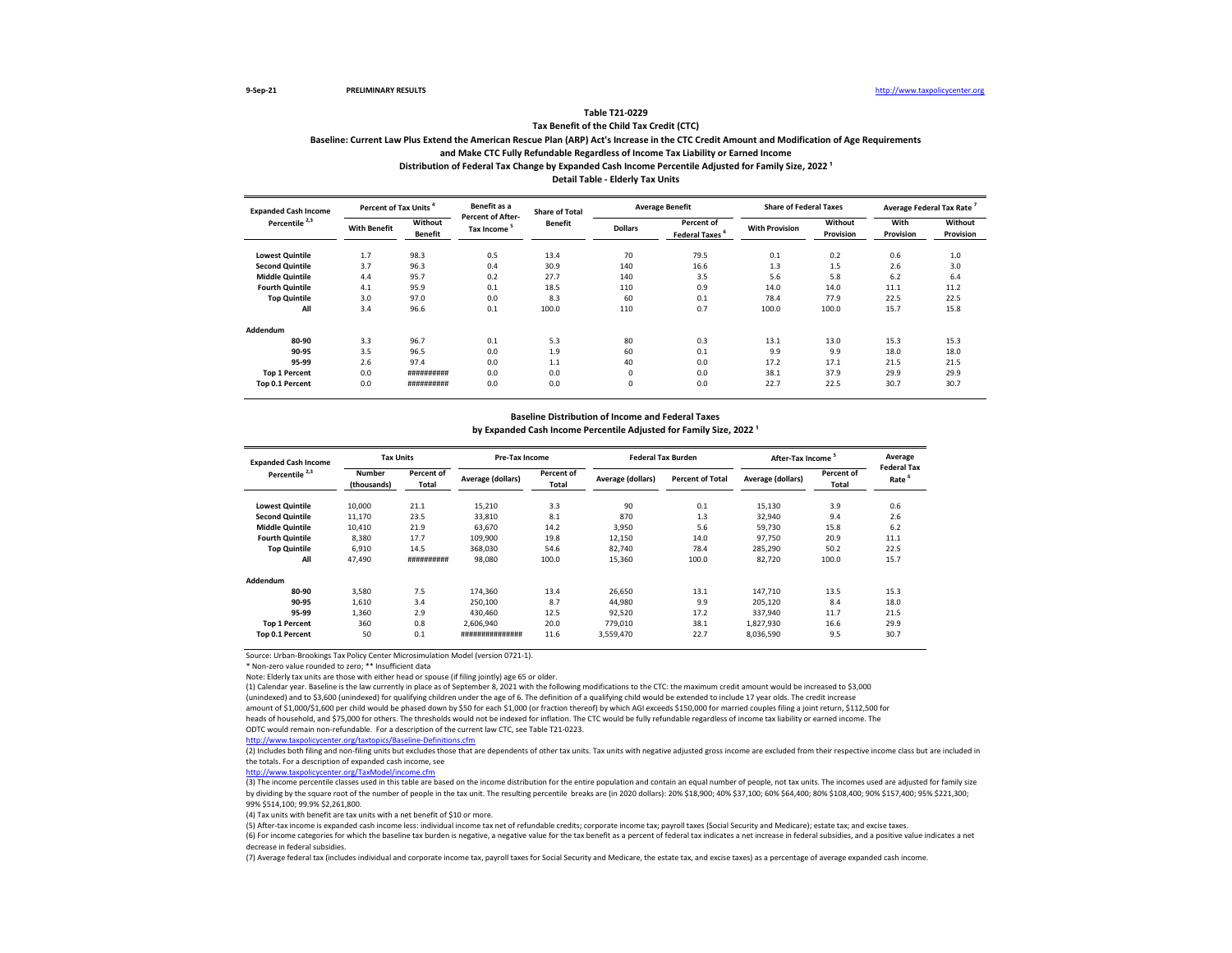9-Sep-21 **PRELIMINARY RESULTS** http://www.taxpolicycenter.org

## Table T21-0229
### Tax Benefit of the Child Tax Credit (CTC)
### Baseline: Current Law Plus Extend the American Rescue Plan (ARP) Act's Increase in the CTC Credit Amount and Modification of Age Requirements and Make CTC Fully Refundable Regardless of Income Tax Liability or Earned Income
### Distribution of Federal Tax Change by Expanded Cash Income Percentile Adjusted for Family Size, 2022 [1]
### Detail Table - Elderly Tax Units

| Expanded Cash Income Percentile [2,3] | Percent of Tax Units [4] | | Benefit as a Percent of After-Tax Income [5] | Share of Total Benefit | Average Benefit | | Share of Federal Taxes | | Average Federal Tax Rate [7] | |
|---|---|---|---|---|---|---|---|---|---|---|
| | With Benefit | Without Benefit | | | Dollars | Percent of Federal Taxes [6] | With Provision | Without Provision | With Provision | Without Provision |
| Lowest Quintile | 1.7 | 98.3 | 0.5 | 13.4 | 70 | 79.5 | 0.1 | 0.2 | 0.6 | 1.0 |
| Second Quintile | 3.7 | 96.3 | 0.4 | 30.9 | 140 | 16.6 | 1.3 | 1.5 | 2.6 | 3.0 |
| Middle Quintile | 4.4 | 95.7 | 0.2 | 27.7 | 140 | 3.5 | 5.6 | 5.8 | 6.2 | 6.4 |
| Fourth Quintile | 4.1 | 95.9 | 0.1 | 18.5 | 110 | 0.9 | 14.0 | 14.0 | 11.1 | 11.2 |
| Top Quintile | 3.0 | 97.0 | 0.0 | 8.3 | 60 | 0.1 | 78.4 | 77.9 | 22.5 | 22.5 |
| All | 3.4 | 96.6 | 0.1 | 100.0 | 110 | 0.7 | 100.0 | 100.0 | 15.7 | 15.8 |
| **Addendum** | | | | | | | | | | |
| 80-90 | 3.3 | 96.7 | 0.1 | 5.3 | 80 | 0.3 | 13.1 | 13.0 | 15.3 | 15.3 |
| 90-95 | 3.5 | 96.5 | 0.0 | 1.9 | 60 | 0.1 | 9.9 | 9.9 | 18.0 | 18.0 |
| 95-99 | 2.6 | 97.4 | 0.0 | 1.1 | 40 | 0.0 | 17.2 | 17.1 | 21.5 | 21.5 |
| Top 1 Percent | 0.0 | ########## | 0.0 | 0.0 | 0 | 0.0 | 38.1 | 37.9 | 29.9 | 29.9 |
| Top 0.1 Percent | 0.0 | ########## | 0.0 | 0.0 | 0 | 0.0 | 22.7 | 22.5 | 30.7 | 30.7 |

### Baseline Distribution of Income and Federal Taxes
### by Expanded Cash Income Percentile Adjusted for Family Size, 2022 [1]

| Expanded Cash Income Percentile [2,3] | Tax Units | | Pre-Tax Income | | Federal Tax Burden | | After-Tax Income [5] | | Average Federal Tax Rate [6] |
|---|---|---|---|---|---|---|---|---|---|
| | Number (thousands) | Percent of Total | Average (dollars) | Percent of Total | Average (dollars) | Percent of Total | Average (dollars) | Percent of Total | |
| Lowest Quintile | 10,000 | 21.1 | 15,210 | 3.3 | 90 | 0.1 | 15,130 | 3.9 | 0.6 |
| Second Quintile | 11,170 | 23.5 | 33,810 | 8.1 | 870 | 1.3 | 32,940 | 9.4 | 2.6 |
| Middle Quintile | 10,410 | 21.9 | 63,670 | 14.2 | 3,950 | 5.6 | 59,730 | 15.8 | 6.2 |
| Fourth Quintile | 8,380 | 17.7 | 109,900 | 19.8 | 12,150 | 14.0 | 97,750 | 20.9 | 11.1 |
| Top Quintile | 6,910 | 14.5 | 368,030 | 54.6 | 82,740 | 78.4 | 285,290 | 50.2 | 22.5 |
| All | 47,490 | ########## | 98,080 | 100.0 | 15,360 | 100.0 | 82,720 | 100.0 | 15.7 |
| **Addendum** | | | | | | | | | |
| 80-90 | 3,580 | 7.5 | 174,360 | 13.4 | 26,650 | 13.1 | 147,710 | 13.5 | 15.3 |
| 90-95 | 1,610 | 3.4 | 250,100 | 8.7 | 44,980 | 9.9 | 205,120 | 8.4 | 18.0 |
| 95-99 | 1,360 | 2.9 | 430,460 | 12.5 | 92,520 | 17.2 | 337,940 | 11.7 | 21.5 |
| Top 1 Percent | 360 | 0.8 | 2,606,940 | 20.0 | 779,010 | 38.1 | 1,827,930 | 16.6 | 29.9 |
| Top 0.1 Percent | 50 | 0.1 | ############### | 11.6 | 3,559,470 | 22.7 | 8,036,590 | 9.5 | 30.7 |

Source: Urban-Brookings Tax Policy Center Microsimulation Model (version 0721-1).

* Non-zero value rounded to zero; ** Insufficient data

Note: Elderly tax units are those with either head or spouse (if filing jointly) age 65 or older.

(1) Calendar year. Baseline is the law currently in place as of September 8, 2021 with the following modifications to the CTC: the maximum credit amount would be increased to $3,000 (unindexed) and to $3,600 (unindexed) for qualifying children under the age of 6. The definition of a qualifying child would be extended to include 17 year olds. The credit increase amount of $1,000/$1,600 per child would be phased down by $50 for each $1,000 (or fraction thereof) by which AGI exceeds $150,000 for married couples filing a joint return, $112,500 for heads of household, and $75,000 for others. The thresholds would not be indexed for inflation. The CTC would be fully refundable regardless of income tax liability or earned income. The ODTC would remain non-refundable. For a description of the current law CTC, see Table T21-0223.

http://www.taxpolicycenter.org/taxtopics/Baseline-Definitions.cfm

(2) Includes both filing and non-filing units but excludes those that are dependents of other tax units. Tax units with negative adjusted gross income are excluded from their respective income class but are included in the totals. For a description of expanded cash income, see

http://www.taxpolicycenter.org/TaxModel/income.cfm

(3) The income percentile classes used in this table are based on the income distribution for the entire population and contain an equal number of people, not tax units. The incomes used are adjusted for family size by dividing by the square root of the number of people in the tax unit. The resulting percentile breaks are (in 2020 dollars): 20% $18,900; 40% $37,100; 60% $64,400; 80% $108,400; 90% $157,400; 95% $221,300; 99% $514,100; 99.9% $2,261,800.

(4) Tax units with benefit are tax units with a net benefit of $10 or more.

(5) After-tax income is expanded cash income less: individual income tax net of refundable credits; corporate income tax; payroll taxes (Social Security and Medicare); estate tax; and excise taxes.

(6) For income categories for which the baseline tax burden is negative, a negative value for the tax benefit as a percent of federal tax indicates a net increase in federal subsidies, and a positive value indicates a net decrease in federal subsidies.

(7) Average federal tax (includes individual and corporate income tax, payroll taxes for Social Security and Medicare, the estate tax, and excise taxes) as a percentage of average expanded cash income.